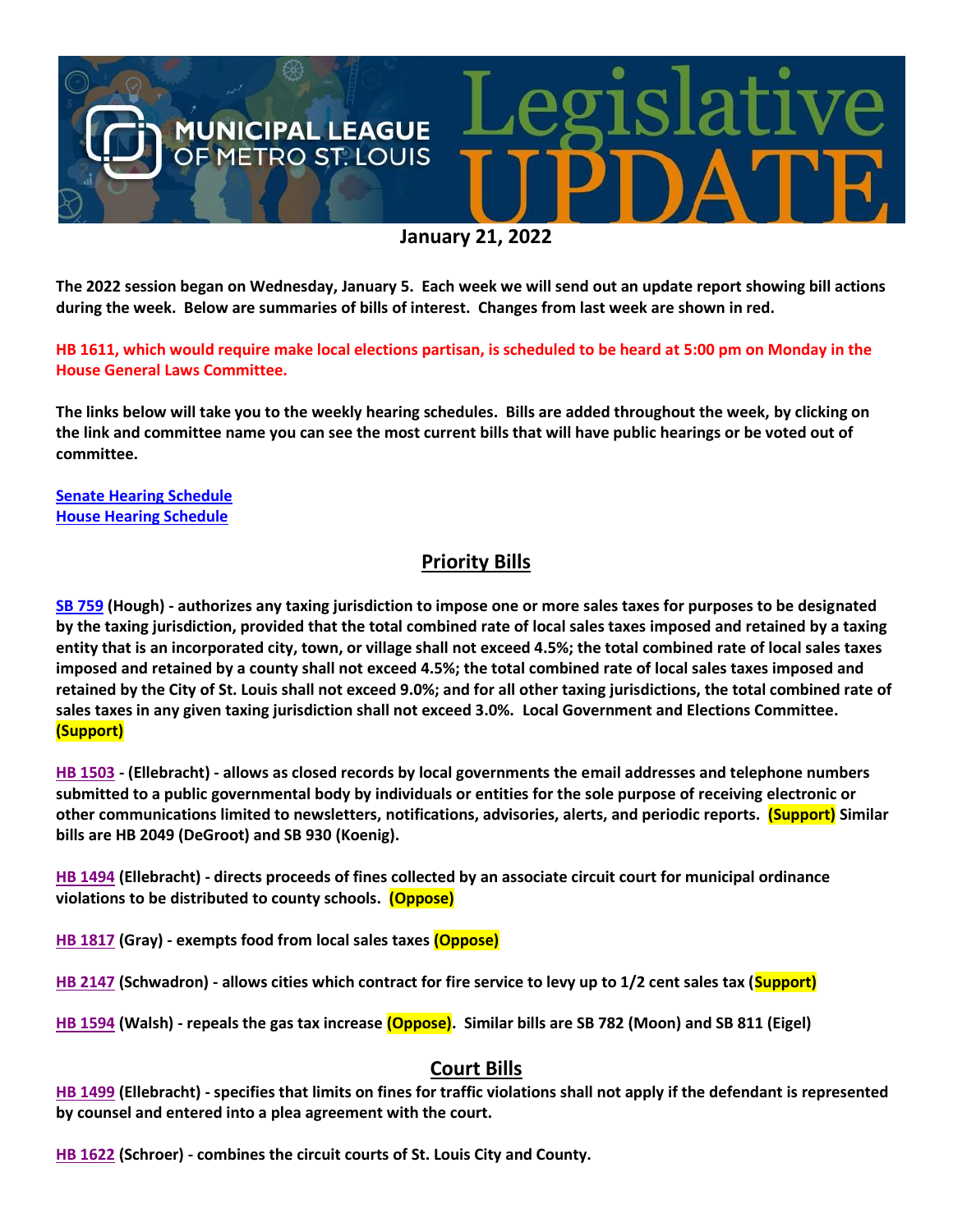# MUNICIPAL LEAGUE OF METRO ST. LOUIS Legislative UPDATE

**January 21, 2022**

**The 2022 session began on Wednesday, January 5. Each week we will send out an update report showing bill actions during the week. Below are summaries of bills of interest. Changes from last week are shown in red.**

**HB 1611, which would require make local elections partisan, is scheduled to be heard at 5:00 pm on Monday in the House General Laws Committee.**

**The links below will take you to the weekly hearing schedules. Bills are added throughout the week, by clicking on the link and committee name you can see the most current bills that will have public hearings or be voted out of committee.**

[Senate Hearing Schedule]
[House Hearing Schedule]

## Priority Bills

**SB 759 (Hough) - authorizes any taxing jurisdiction to impose one or more sales taxes for purposes to be designated by the taxing jurisdiction, provided that the total combined rate of local sales taxes imposed and retained by a taxing entity that is an incorporated city, town, or village shall not exceed 4.5%; the total combined rate of local sales taxes imposed and retained by a county shall not exceed 4.5%; the total combined rate of local sales taxes imposed and retained by the City of St. Louis shall not exceed 9.0%; and for all other taxing jurisdictions, the total combined rate of sales taxes in any given taxing jurisdiction shall not exceed 3.0%. Local Government and Elections Committee. (Support)**

**HB 1503 - (Ellebracht) - allows as closed records by local governments the email addresses and telephone numbers submitted to a public governmental body by individuals or entities for the sole purpose of receiving electronic or other communications limited to newsletters, notifications, advisories, alerts, and periodic reports. (Support) Similar bills are HB 2049 (DeGroot) and SB 930 (Koenig).**

**HB 1494 (Ellebracht) - directs proceeds of fines collected by an associate circuit court for municipal ordinance violations to be distributed to county schools. (Oppose)**

**HB 1817 (Gray) - exempts food from local sales taxes (Oppose)**

**HB 2147 (Schwadron) - allows cities which contract for fire service to levy up to 1/2 cent sales tax (Support)**

**HB 1594 (Walsh) - repeals the gas tax increase (Oppose). Similar bills are SB 782 (Moon) and SB 811 (Eigel)**

## Court Bills

**HB 1499 (Ellebracht) - specifies that limits on fines for traffic violations shall not apply if the defendant is represented by counsel and entered into a plea agreement with the court.**

**HB 1622 (Schroer) - combines the circuit courts of St. Louis City and County.**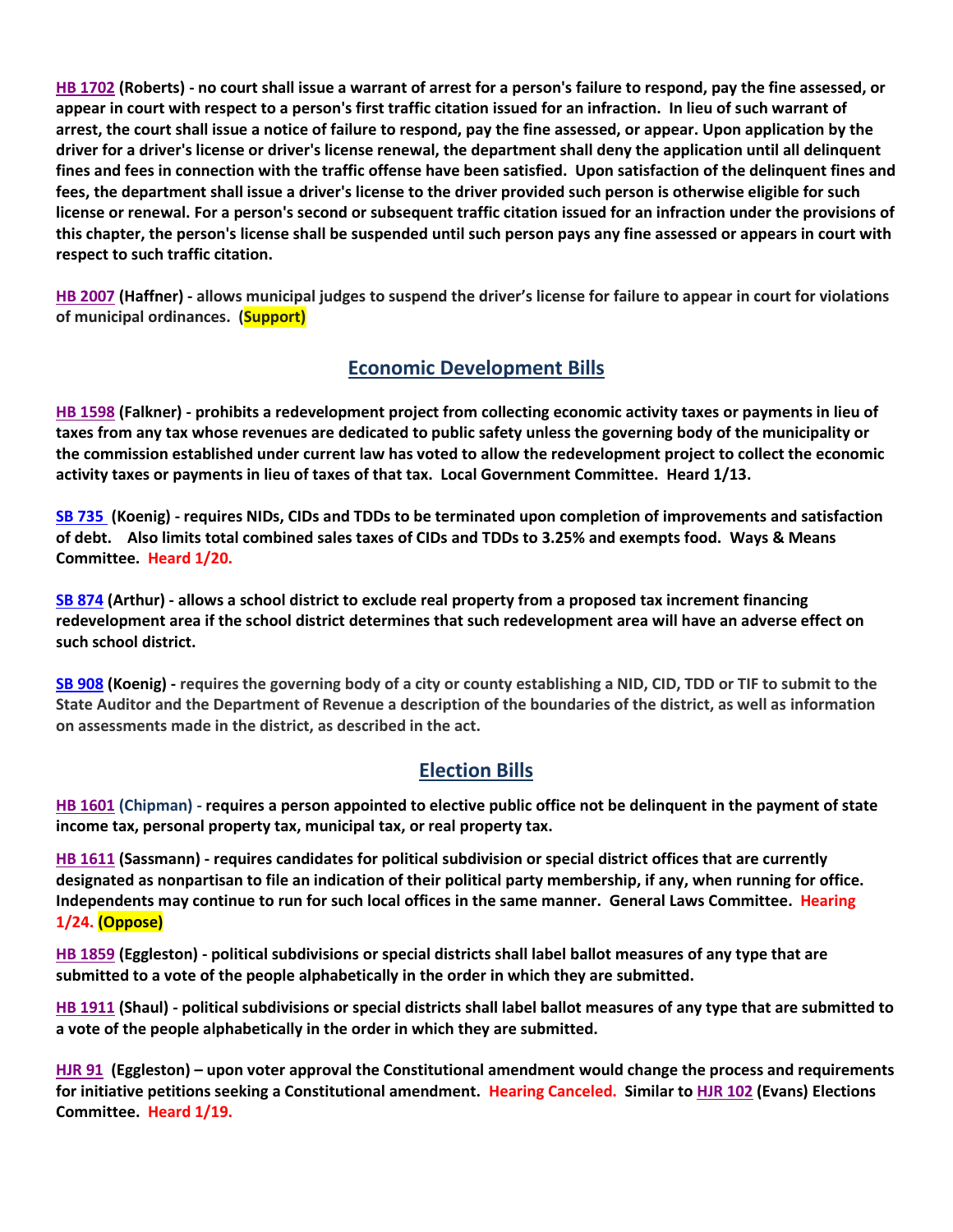**HB 1702 (Roberts) - no court shall issue a warrant of arrest for a person's failure to respond, pay the fine assessed, or appear in court with respect to a person's first traffic citation issued for an infraction. In lieu of such warrant of arrest, the court shall issue a notice of failure to respond, pay the fine assessed, or appear. Upon application by the driver for a driver's license or driver's license renewal, the department shall deny the application until all delinquent fines and fees in connection with the traffic offense have been satisfied. Upon satisfaction of the delinquent fines and fees, the department shall issue a driver's license to the driver provided such person is otherwise eligible for such license or renewal. For a person's second or subsequent traffic citation issued for an infraction under the provisions of this chapter, the person's license shall be suspended until such person pays any fine assessed or appears in court with respect to such traffic citation.**

**HB 2007 (Haffner) - allows municipal judges to suspend the driver's license for failure to appear in court for violations of municipal ordinances. (Support)**

## Economic Development Bills

**HB 1598 (Falkner) - prohibits a redevelopment project from collecting economic activity taxes or payments in lieu of taxes from any tax whose revenues are dedicated to public safety unless the governing body of the municipality or the commission established under current law has voted to allow the redevelopment project to collect the economic activity taxes or payments in lieu of taxes of that tax. Local Government Committee. Heard 1/13.**

**SB 735 (Koenig) - requires NIDs, CIDs and TDDs to be terminated upon completion of improvements and satisfaction of debt. Also limits total combined sales taxes of CIDs and TDDs to 3.25% and exempts food. Ways & Means Committee. Heard 1/20.**

**SB 874 (Arthur) - allows a school district to exclude real property from a proposed tax increment financing redevelopment area if the school district determines that such redevelopment area will have an adverse effect on such school district.**

**SB 908 (Koenig) - requires the governing body of a city or county establishing a NID, CID, TDD or TIF to submit to the State Auditor and the Department of Revenue a description of the boundaries of the district, as well as information on assessments made in the district, as described in the act.**

## Election Bills

**HB 1601 (Chipman) - requires a person appointed to elective public office not be delinquent in the payment of state income tax, personal property tax, municipal tax, or real property tax.**

**HB 1611 (Sassmann) - requires candidates for political subdivision or special district offices that are currently designated as nonpartisan to file an indication of their political party membership, if any, when running for office. Independents may continue to run for such local offices in the same manner. General Laws Committee. Hearing 1/24. (Oppose)**

**HB 1859 (Eggleston) - political subdivisions or special districts shall label ballot measures of any type that are submitted to a vote of the people alphabetically in the order in which they are submitted.**

**HB 1911 (Shaul) - political subdivisions or special districts shall label ballot measures of any type that are submitted to a vote of the people alphabetically in the order in which they are submitted.**

**HJR 91 (Eggleston) – upon voter approval the Constitutional amendment would change the process and requirements for initiative petitions seeking a Constitutional amendment. Hearing Canceled. Similar to HJR 102 (Evans) Elections Committee. Heard 1/19.**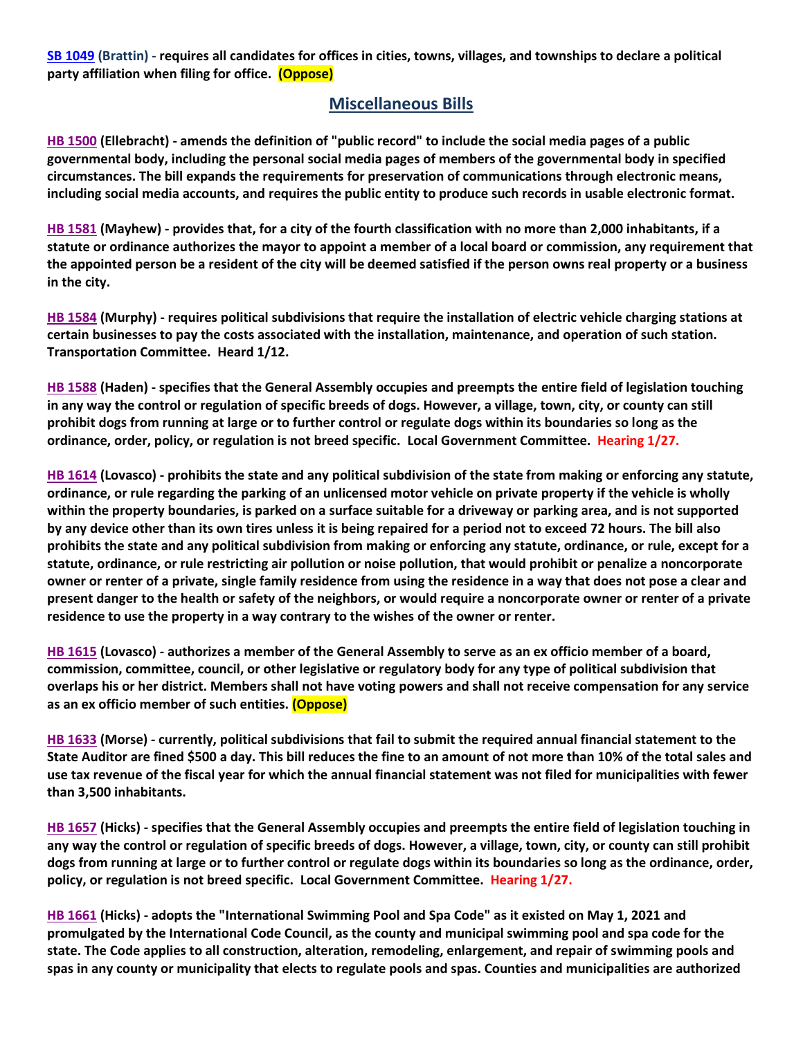**SB 1049 (Brattin) - requires all candidates for offices in cities, towns, villages, and townships to declare a political party affiliation when filing for office. (Oppose)**

## Miscellaneous Bills

**HB 1500 (Ellebracht) - amends the definition of "public record" to include the social media pages of a public governmental body, including the personal social media pages of members of the governmental body in specified circumstances. The bill expands the requirements for preservation of communications through electronic means, including social media accounts, and requires the public entity to produce such records in usable electronic format.**

**HB 1581 (Mayhew) - provides that, for a city of the fourth classification with no more than 2,000 inhabitants, if a statute or ordinance authorizes the mayor to appoint a member of a local board or commission, any requirement that the appointed person be a resident of the city will be deemed satisfied if the person owns real property or a business in the city.**

**HB 1584 (Murphy) - requires political subdivisions that require the installation of electric vehicle charging stations at certain businesses to pay the costs associated with the installation, maintenance, and operation of such station. Transportation Committee. Heard 1/12.**

**HB 1588 (Haden) - specifies that the General Assembly occupies and preempts the entire field of legislation touching in any way the control or regulation of specific breeds of dogs. However, a village, town, city, or county can still prohibit dogs from running at large or to further control or regulate dogs within its boundaries so long as the ordinance, order, policy, or regulation is not breed specific. Local Government Committee. Hearing 1/27.**

**HB 1614 (Lovasco) - prohibits the state and any political subdivision of the state from making or enforcing any statute, ordinance, or rule regarding the parking of an unlicensed motor vehicle on private property if the vehicle is wholly within the property boundaries, is parked on a surface suitable for a driveway or parking area, and is not supported by any device other than its own tires unless it is being repaired for a period not to exceed 72 hours. The bill also prohibits the state and any political subdivision from making or enforcing any statute, ordinance, or rule, except for a statute, ordinance, or rule restricting air pollution or noise pollution, that would prohibit or penalize a noncorporate owner or renter of a private, single family residence from using the residence in a way that does not pose a clear and present danger to the health or safety of the neighbors, or would require a noncorporate owner or renter of a private residence to use the property in a way contrary to the wishes of the owner or renter.**

**HB 1615 (Lovasco) - authorizes a member of the General Assembly to serve as an ex officio member of a board, commission, committee, council, or other legislative or regulatory body for any type of political subdivision that overlaps his or her district. Members shall not have voting powers and shall not receive compensation for any service as an ex officio member of such entities. (Oppose)**

**HB 1633 (Morse) - currently, political subdivisions that fail to submit the required annual financial statement to the State Auditor are fined $500 a day. This bill reduces the fine to an amount of not more than 10% of the total sales and use tax revenue of the fiscal year for which the annual financial statement was not filed for municipalities with fewer than 3,500 inhabitants.**

**HB 1657 (Hicks) - specifies that the General Assembly occupies and preempts the entire field of legislation touching in any way the control or regulation of specific breeds of dogs. However, a village, town, city, or county can still prohibit dogs from running at large or to further control or regulate dogs within its boundaries so long as the ordinance, order, policy, or regulation is not breed specific. Local Government Committee. Hearing 1/27.**

**HB 1661 (Hicks) - adopts the "International Swimming Pool and Spa Code" as it existed on May 1, 2021 and promulgated by the International Code Council, as the county and municipal swimming pool and spa code for the state. The Code applies to all construction, alteration, remodeling, enlargement, and repair of swimming pools and spas in any county or municipality that elects to regulate pools and spas. Counties and municipalities are authorized**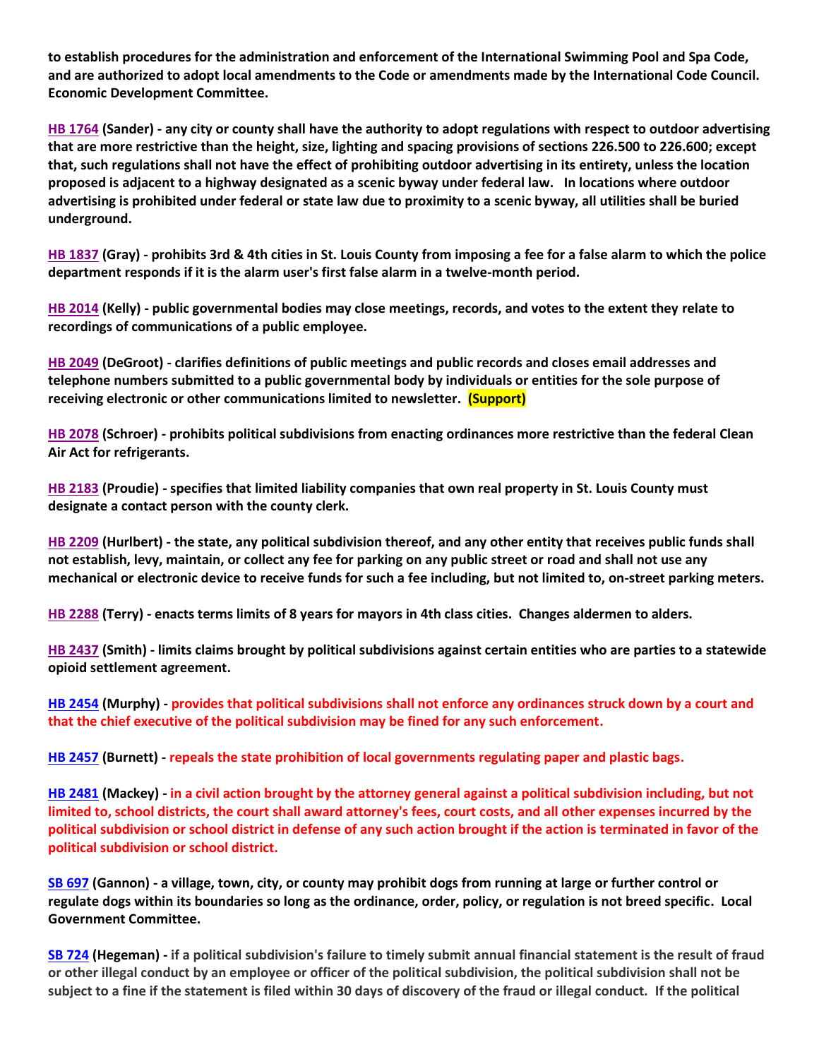**to establish procedures for the administration and enforcement of the International Swimming Pool and Spa Code, and are authorized to adopt local amendments to the Code or amendments made by the International Code Council. Economic Development Committee.**

**HB 1764 (Sander) - any city or county shall have the authority to adopt regulations with respect to outdoor advertising that are more restrictive than the height, size, lighting and spacing provisions of sections 226.500 to 226.600; except that, such regulations shall not have the effect of prohibiting outdoor advertising in its entirety, unless the location proposed is adjacent to a highway designated as a scenic byway under federal law. In locations where outdoor advertising is prohibited under federal or state law due to proximity to a scenic byway, all utilities shall be buried underground.**

**HB 1837 (Gray) - prohibits 3rd & 4th cities in St. Louis County from imposing a fee for a false alarm to which the police department responds if it is the alarm user's first false alarm in a twelve-month period.**

**HB 2014 (Kelly) - public governmental bodies may close meetings, records, and votes to the extent they relate to recordings of communications of a public employee.**

**HB 2049 (DeGroot) - clarifies definitions of public meetings and public records and closes email addresses and telephone numbers submitted to a public governmental body by individuals or entities for the sole purpose of receiving electronic or other communications limited to newsletter. (Support)**

**HB 2078 (Schroer) - prohibits political subdivisions from enacting ordinances more restrictive than the federal Clean Air Act for refrigerants.**

**HB 2183 (Proudie) - specifies that limited liability companies that own real property in St. Louis County must designate a contact person with the county clerk.**

**HB 2209 (Hurlbert) - the state, any political subdivision thereof, and any other entity that receives public funds shall not establish, levy, maintain, or collect any fee for parking on any public street or road and shall not use any mechanical or electronic device to receive funds for such a fee including, but not limited to, on-street parking meters.**

**HB 2288 (Terry) - enacts terms limits of 8 years for mayors in 4th class cities. Changes aldermen to alders.**

**HB 2437 (Smith) - limits claims brought by political subdivisions against certain entities who are parties to a statewide opioid settlement agreement.**

**HB 2454 (Murphy) - provides that political subdivisions shall not enforce any ordinances struck down by a court and that the chief executive of the political subdivision may be fined for any such enforcement.**

**HB 2457 (Burnett) - repeals the state prohibition of local governments regulating paper and plastic bags.**

**HB 2481 (Mackey) - in a civil action brought by the attorney general against a political subdivision including, but not limited to, school districts, the court shall award attorney's fees, court costs, and all other expenses incurred by the political subdivision or school district in defense of any such action brought if the action is terminated in favor of the political subdivision or school district.**

**SB 697 (Gannon) - a village, town, city, or county may prohibit dogs from running at large or further control or regulate dogs within its boundaries so long as the ordinance, order, policy, or regulation is not breed specific. Local Government Committee.**

**SB 724 (Hegeman) - if a political subdivision's failure to timely submit annual financial statement is the result of fraud or other illegal conduct by an employee or officer of the political subdivision, the political subdivision shall not be subject to a fine if the statement is filed within 30 days of discovery of the fraud or illegal conduct. If the political**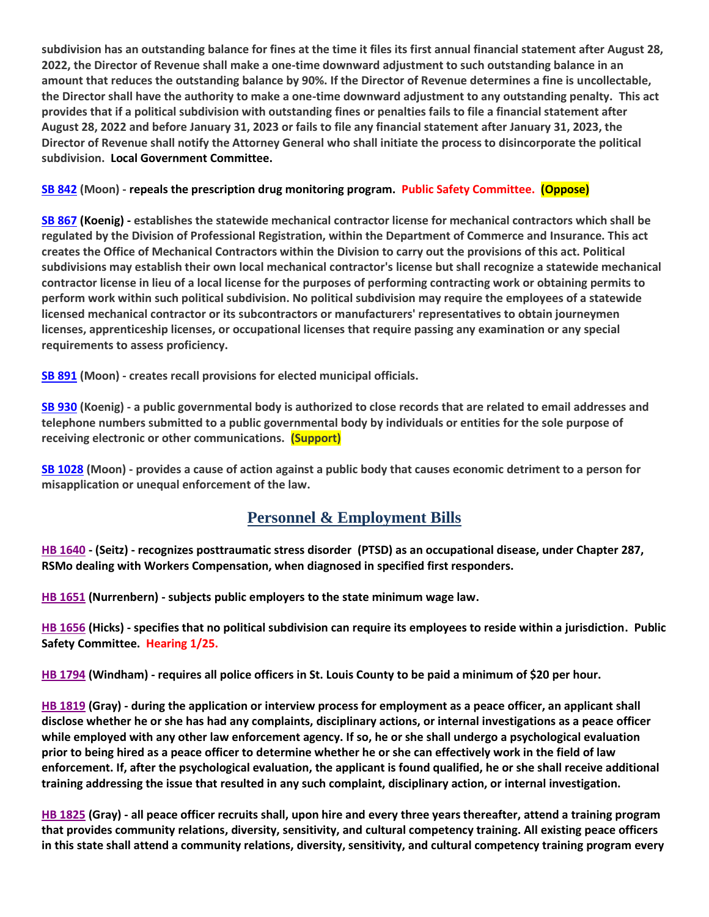**subdivision has an outstanding balance for fines at the time it files its first annual financial statement after August 28, 2022, the Director of Revenue shall make a one-time downward adjustment to such outstanding balance in an amount that reduces the outstanding balance by 90%. If the Director of Revenue determines a fine is uncollectable, the Director shall have the authority to make a one-time downward adjustment to any outstanding penalty. This act provides that if a political subdivision with outstanding fines or penalties fails to file a financial statement after August 28, 2022 and before January 31, 2023 or fails to file any financial statement after January 31, 2023, the Director of Revenue shall notify the Attorney General who shall initiate the process to disincorporate the political subdivision. Local Government Committee.**

**SB 842 (Moon) - repeals the prescription drug monitoring program. Public Safety Committee. (Oppose)**

**SB 867 (Koenig) - establishes the statewide mechanical contractor license for mechanical contractors which shall be regulated by the Division of Professional Registration, within the Department of Commerce and Insurance. This act creates the Office of Mechanical Contractors within the Division to carry out the provisions of this act. Political subdivisions may establish their own local mechanical contractor's license but shall recognize a statewide mechanical contractor license in lieu of a local license for the purposes of performing contracting work or obtaining permits to perform work within such political subdivision. No political subdivision may require the employees of a statewide licensed mechanical contractor or its subcontractors or manufacturers' representatives to obtain journeymen licenses, apprenticeship licenses, or occupational licenses that require passing any examination or any special requirements to assess proficiency.**

**SB 891 (Moon) - creates recall provisions for elected municipal officials.**

**SB 930 (Koenig) - a public governmental body is authorized to close records that are related to email addresses and telephone numbers submitted to a public governmental body by individuals or entities for the sole purpose of receiving electronic or other communications. (Support)**

**SB 1028 (Moon) - provides a cause of action against a public body that causes economic detriment to a person for misapplication or unequal enforcement of the law.**

## Personnel & Employment Bills

**HB 1640 - (Seitz) - recognizes posttraumatic stress disorder (PTSD) as an occupational disease, under Chapter 287, RSMo dealing with Workers Compensation, when diagnosed in specified first responders.**

**HB 1651 (Nurrenbern) - subjects public employers to the state minimum wage law.**

**HB 1656 (Hicks) - specifies that no political subdivision can require its employees to reside within a jurisdiction. Public Safety Committee. Hearing 1/25.**

**HB 1794 (Windham) - requires all police officers in St. Louis County to be paid a minimum of $20 per hour.**

**HB 1819 (Gray) - during the application or interview process for employment as a peace officer, an applicant shall disclose whether he or she has had any complaints, disciplinary actions, or internal investigations as a peace officer while employed with any other law enforcement agency. If so, he or she shall undergo a psychological evaluation prior to being hired as a peace officer to determine whether he or she can effectively work in the field of law enforcement. If, after the psychological evaluation, the applicant is found qualified, he or she shall receive additional training addressing the issue that resulted in any such complaint, disciplinary action, or internal investigation.**

**HB 1825 (Gray) - all peace officer recruits shall, upon hire and every three years thereafter, attend a training program that provides community relations, diversity, sensitivity, and cultural competency training. All existing peace officers in this state shall attend a community relations, diversity, sensitivity, and cultural competency training program every**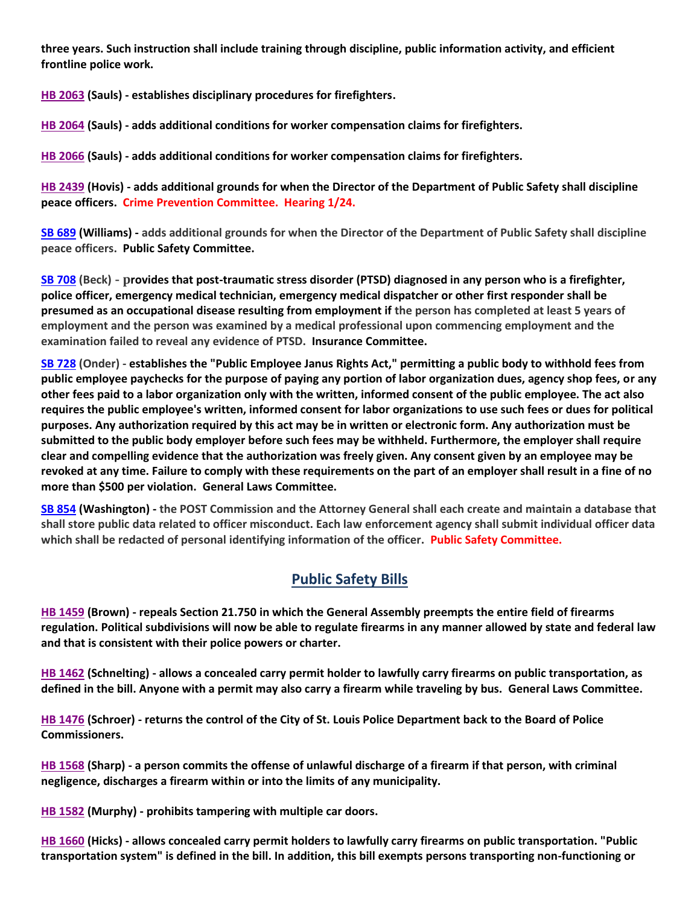**three years. Such instruction shall include training through discipline, public information activity, and efficient frontline police work.**

**HB 2063 (Sauls) - establishes disciplinary procedures for firefighters.**

**HB 2064 (Sauls) - adds additional conditions for worker compensation claims for firefighters.**

**HB 2066 (Sauls) - adds additional conditions for worker compensation claims for firefighters.**

**HB 2439 (Hovis) - adds additional grounds for when the Director of the Department of Public Safety shall discipline peace officers. Crime Prevention Committee. Hearing 1/24.**

**SB 689 (Williams) - adds additional grounds for when the Director of the Department of Public Safety shall discipline peace officers. Public Safety Committee.**

**SB 708 (Beck) - provides that post-traumatic stress disorder (PTSD) diagnosed in any person who is a firefighter, police officer, emergency medical technician, emergency medical dispatcher or other first responder shall be presumed as an occupational disease resulting from employment if the person has completed at least 5 years of employment and the person was examined by a medical professional upon commencing employment and the examination failed to reveal any evidence of PTSD. Insurance Committee.**

**SB 728 (Onder) - establishes the "Public Employee Janus Rights Act," permitting a public body to withhold fees from public employee paychecks for the purpose of paying any portion of labor organization dues, agency shop fees, or any other fees paid to a labor organization only with the written, informed consent of the public employee. The act also requires the public employee's written, informed consent for labor organizations to use such fees or dues for political purposes. Any authorization required by this act may be in written or electronic form. Any authorization must be submitted to the public body employer before such fees may be withheld. Furthermore, the employer shall require clear and compelling evidence that the authorization was freely given. Any consent given by an employee may be revoked at any time. Failure to comply with these requirements on the part of an employer shall result in a fine of no more than $500 per violation. General Laws Committee.**

**SB 854 (Washington) - the POST Commission and the Attorney General shall each create and maintain a database that shall store public data related to officer misconduct. Each law enforcement agency shall submit individual officer data which shall be redacted of personal identifying information of the officer. Public Safety Committee.**

## Public Safety Bills

**HB 1459 (Brown) - repeals Section 21.750 in which the General Assembly preempts the entire field of firearms regulation. Political subdivisions will now be able to regulate firearms in any manner allowed by state and federal law and that is consistent with their police powers or charter.**

**HB 1462 (Schnelting) - allows a concealed carry permit holder to lawfully carry firearms on public transportation, as defined in the bill. Anyone with a permit may also carry a firearm while traveling by bus. General Laws Committee.**

**HB 1476 (Schroer) - returns the control of the City of St. Louis Police Department back to the Board of Police Commissioners.**

**HB 1568 (Sharp) - a person commits the offense of unlawful discharge of a firearm if that person, with criminal negligence, discharges a firearm within or into the limits of any municipality.**

**HB 1582 (Murphy) - prohibits tampering with multiple car doors.**

**HB 1660 (Hicks) - allows concealed carry permit holders to lawfully carry firearms on public transportation. "Public transportation system" is defined in the bill. In addition, this bill exempts persons transporting non-functioning or**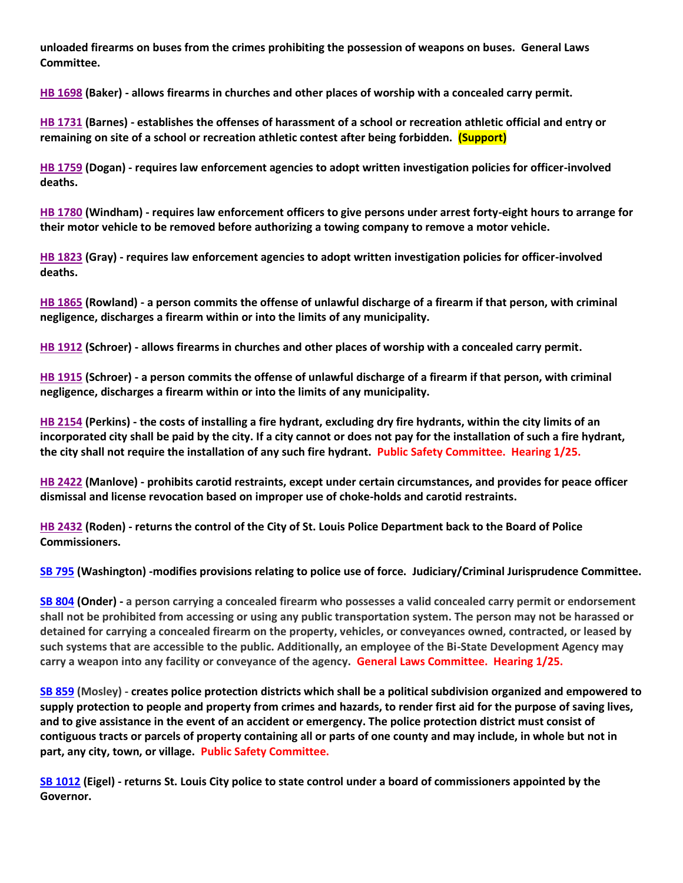**unloaded firearms on buses from the crimes prohibiting the possession of weapons on buses. General Laws Committee.**

**HB 1698 (Baker) - allows firearms in churches and other places of worship with a concealed carry permit.**

**HB 1731 (Barnes) - establishes the offenses of harassment of a school or recreation athletic official and entry or remaining on site of a school or recreation athletic contest after being forbidden. (Support)**

**HB 1759 (Dogan) - requires law enforcement agencies to adopt written investigation policies for officer-involved deaths.**

**HB 1780 (Windham) - requires law enforcement officers to give persons under arrest forty-eight hours to arrange for their motor vehicle to be removed before authorizing a towing company to remove a motor vehicle.**

**HB 1823 (Gray) - requires law enforcement agencies to adopt written investigation policies for officer-involved deaths.**

**HB 1865 (Rowland) - a person commits the offense of unlawful discharge of a firearm if that person, with criminal negligence, discharges a firearm within or into the limits of any municipality.**

**HB 1912 (Schroer) - allows firearms in churches and other places of worship with a concealed carry permit.**

**HB 1915 (Schroer) - a person commits the offense of unlawful discharge of a firearm if that person, with criminal negligence, discharges a firearm within or into the limits of any municipality.**

**HB 2154 (Perkins) - the costs of installing a fire hydrant, excluding dry fire hydrants, within the city limits of an incorporated city shall be paid by the city. If a city cannot or does not pay for the installation of such a fire hydrant, the city shall not require the installation of any such fire hydrant. Public Safety Committee. Hearing 1/25.**

**HB 2422 (Manlove) - prohibits carotid restraints, except under certain circumstances, and provides for peace officer dismissal and license revocation based on improper use of choke-holds and carotid restraints.**

**HB 2432 (Roden) - returns the control of the City of St. Louis Police Department back to the Board of Police Commissioners.**

**SB 795 (Washington) -modifies provisions relating to police use of force. Judiciary/Criminal Jurisprudence Committee.**

**SB 804 (Onder) - a person carrying a concealed firearm who possesses a valid concealed carry permit or endorsement shall not be prohibited from accessing or using any public transportation system. The person may not be harassed or detained for carrying a concealed firearm on the property, vehicles, or conveyances owned, contracted, or leased by such systems that are accessible to the public. Additionally, an employee of the Bi-State Development Agency may carry a weapon into any facility or conveyance of the agency. General Laws Committee. Hearing 1/25.**

**SB 859 (Mosley) - creates police protection districts which shall be a political subdivision organized and empowered to supply protection to people and property from crimes and hazards, to render first aid for the purpose of saving lives, and to give assistance in the event of an accident or emergency. The police protection district must consist of contiguous tracts or parcels of property containing all or parts of one county and may include, in whole but not in part, any city, town, or village. Public Safety Committee.**

**SB 1012 (Eigel) - returns St. Louis City police to state control under a board of commissioners appointed by the Governor.**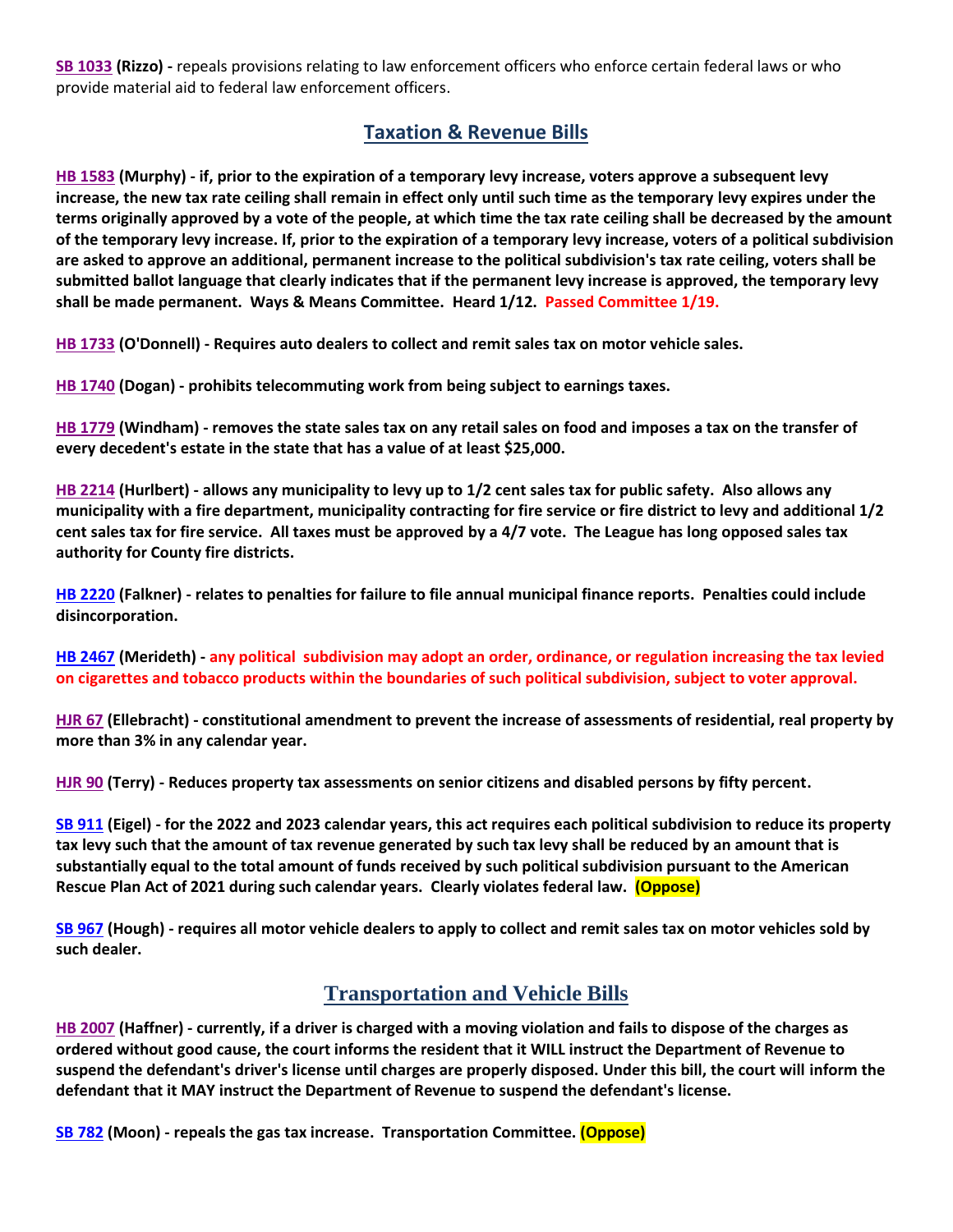**SB 1033** **(Rizzo) -** repeals provisions relating to law enforcement officers who enforce certain federal laws or who provide material aid to federal law enforcement officers.

## Taxation & Revenue Bills

**HB 1583 (Murphy) - if, prior to the expiration of a temporary levy increase, voters approve a subsequent levy increase, the new tax rate ceiling shall remain in effect only until such time as the temporary levy expires under the terms originally approved by a vote of the people, at which time the tax rate ceiling shall be decreased by the amount of the temporary levy increase. If, prior to the expiration of a temporary levy increase, voters of a political subdivision are asked to approve an additional, permanent increase to the political subdivision's tax rate ceiling, voters shall be submitted ballot language that clearly indicates that if the permanent levy increase is approved, the temporary levy shall be made permanent. Ways & Means Committee. Heard 1/12. Passed Committee 1/19.**

**HB 1733 (O'Donnell) - Requires auto dealers to collect and remit sales tax on motor vehicle sales.**

**HB 1740 (Dogan) - prohibits telecommuting work from being subject to earnings taxes.**

**HB 1779 (Windham) - removes the state sales tax on any retail sales on food and imposes a tax on the transfer of every decedent's estate in the state that has a value of at least $25,000.**

**HB 2214 (Hurlbert) - allows any municipality to levy up to 1/2 cent sales tax for public safety. Also allows any municipality with a fire department, municipality contracting for fire service or fire district to levy and additional 1/2 cent sales tax for fire service. All taxes must be approved by a 4/7 vote. The League has long opposed sales tax authority for County fire districts.**

**HB 2220 (Falkner) - relates to penalties for failure to file annual municipal finance reports. Penalties could include disincorporation.**

**HB 2467 (Merideth) - any political subdivision may adopt an order, ordinance, or regulation increasing the tax levied on cigarettes and tobacco products within the boundaries of such political subdivision, subject to voter approval.**

**HJR 67 (Ellebracht) - constitutional amendment to prevent the increase of assessments of residential, real property by more than 3% in any calendar year.**

**HJR 90 (Terry) - Reduces property tax assessments on senior citizens and disabled persons by fifty percent.**

**SB 911 (Eigel) - for the 2022 and 2023 calendar years, this act requires each political subdivision to reduce its property tax levy such that the amount of tax revenue generated by such tax levy shall be reduced by an amount that is substantially equal to the total amount of funds received by such political subdivision pursuant to the American Rescue Plan Act of 2021 during such calendar years. Clearly violates federal law. (Oppose)**

**SB 967 (Hough) - requires all motor vehicle dealers to apply to collect and remit sales tax on motor vehicles sold by such dealer.**

## Transportation and Vehicle Bills

**HB 2007 (Haffner) - currently, if a driver is charged with a moving violation and fails to dispose of the charges as ordered without good cause, the court informs the resident that it WILL instruct the Department of Revenue to suspend the defendant's driver's license until charges are properly disposed. Under this bill, the court will inform the defendant that it MAY instruct the Department of Revenue to suspend the defendant's license.**

**SB 782 (Moon) - repeals the gas tax increase. Transportation Committee. (Oppose)**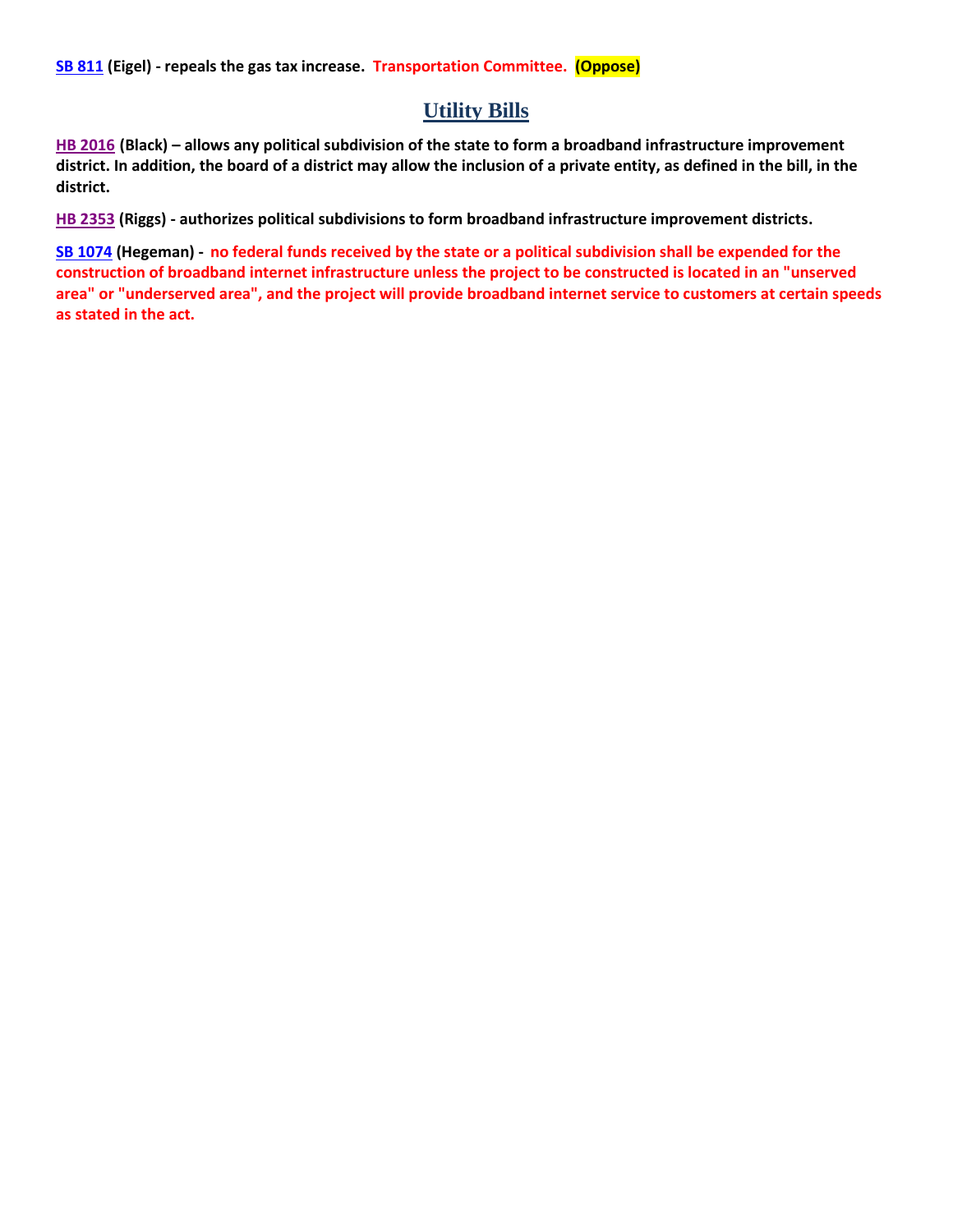**SB 811 (Eigel) - repeals the gas tax increase. Transportation Committee. (Oppose)**

## Utility Bills

**HB 2016 (Black) – allows any political subdivision of the state to form a broadband infrastructure improvement district. In addition, the board of a district may allow the inclusion of a private entity, as defined in the bill, in the district.**

**HB 2353 (Riggs) - authorizes political subdivisions to form broadband infrastructure improvement districts.**

**SB 1074 (Hegeman) - no federal funds received by the state or a political subdivision shall be expended for the construction of broadband internet infrastructure unless the project to be constructed is located in an "unserved area" or "underserved area", and the project will provide broadband internet service to customers at certain speeds as stated in the act.**